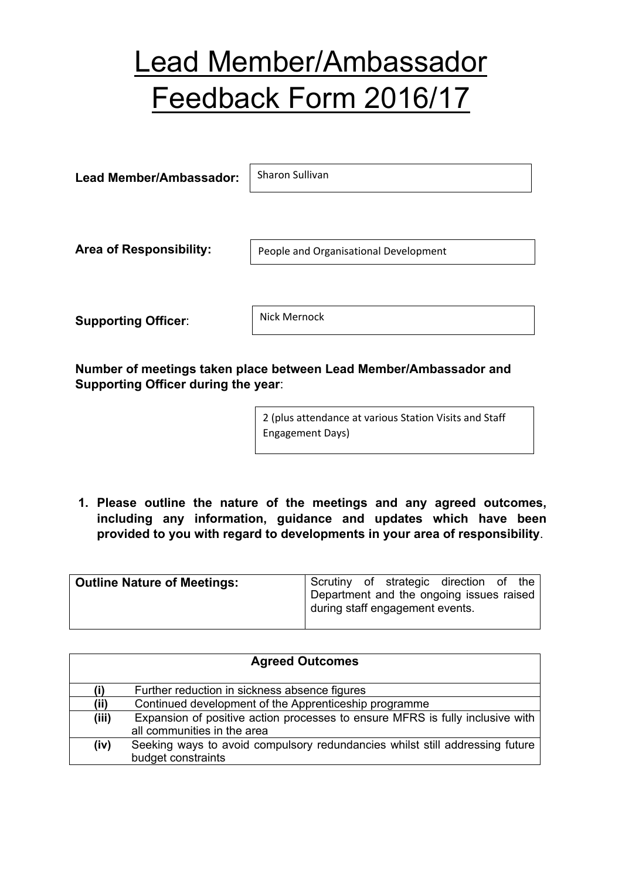# Lead Member/Ambassador Feedback Form 2016/17

**Lead Member/Ambassador:** Sharon Sullivan

**Area of Responsibility:** People and Organisational Development

**Supporting Officer**: Nick Mernock

**Number of meetings taken place between Lead Member/Ambassador and Supporting Officer during the year**:

2 (plus attendance at various Station Visits and Staff Engagement Days)

1. **Please outline the nature of the meetings and any agreed outcomes, including any information, guidance and updates which have been provided to you with regard to developments in your area of responsibility**.

| **Outline Nature of Meetings:** | Scrutiny of strategic direction of the Department and the ongoing issues raised during staff engagement events. |
|---|---|

| **Agreed Outcomes** | |
|---|---|
| **(i)** | Further reduction in sickness absence figures |
| **(ii)** | Continued development of the Apprenticeship programme |
| **(iii)** | Expansion of positive action processes to ensure MFRS is fully inclusive with all communities in the area |
| **(iv)** | Seeking ways to avoid compulsory redundancies whilst still addressing future budget constraints |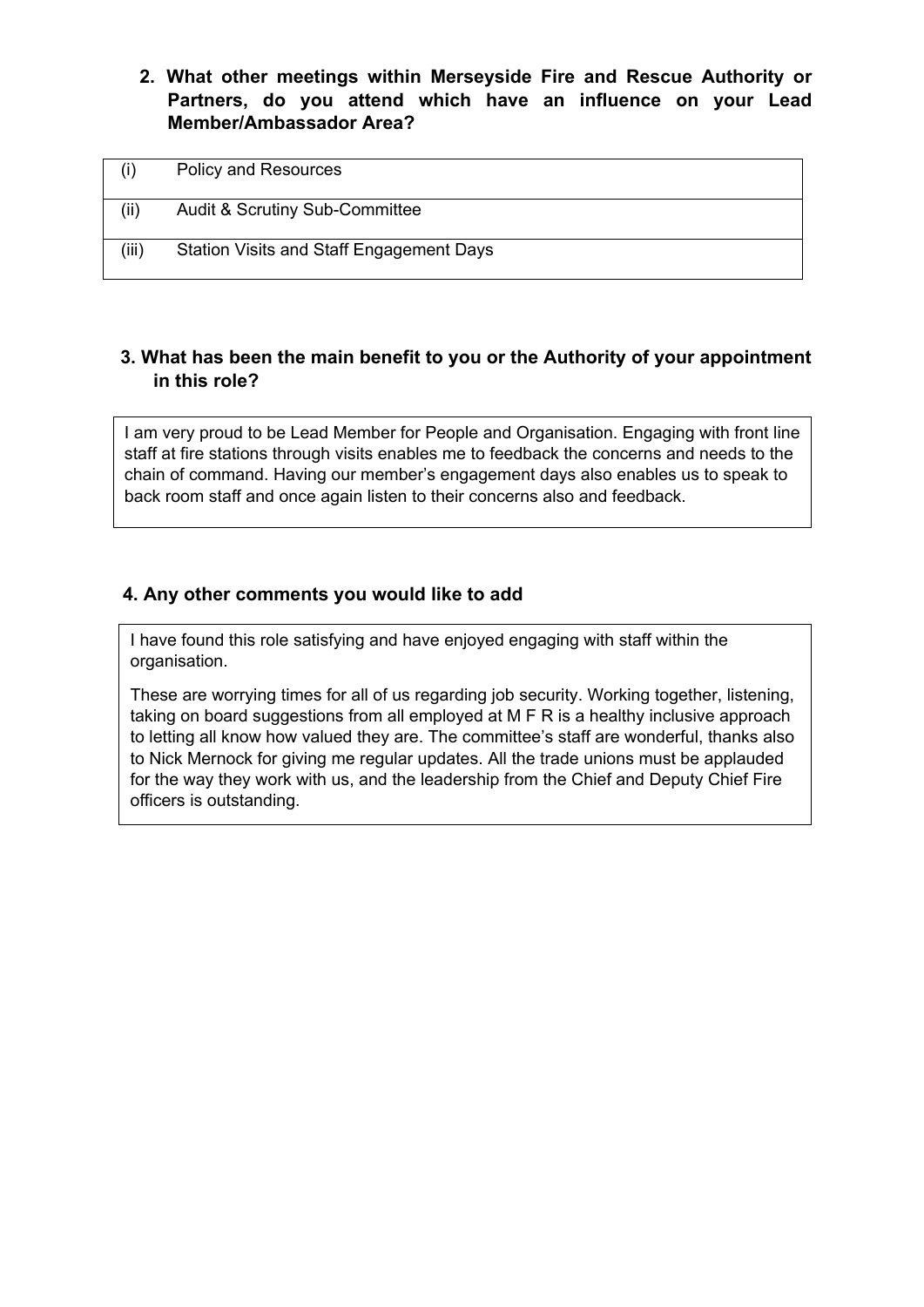**2. What other meetings within Merseyside Fire and Rescue Authority or Partners, do you attend which have an influence on your Lead Member/Ambassador Area?**

| | |
|---|---|
| (i) | Policy and Resources |
| (ii) | Audit & Scrutiny Sub-Committee |
| (iii) | Station Visits and Staff Engagement Days |

**3. What has been the main benefit to you or the Authority of your appointment in this role?**

I am very proud to be Lead Member for People and Organisation. Engaging with front line staff at fire stations through visits enables me to feedback the concerns and needs to the chain of command. Having our member's engagement days also enables us to speak to back room staff and once again listen to their concerns also and feedback.

**4. Any other comments you would like to add**

I have found this role satisfying and have enjoyed engaging with staff within the organisation.

These are worrying times for all of us regarding job security. Working together, listening, taking on board suggestions from all employed at M F R is a healthy inclusive approach to letting all know how valued they are. The committee's staff are wonderful, thanks also to Nick Mernock for giving me regular updates. All the trade unions must be applauded for the way they work with us, and the leadership from the Chief and Deputy Chief Fire officers is outstanding.